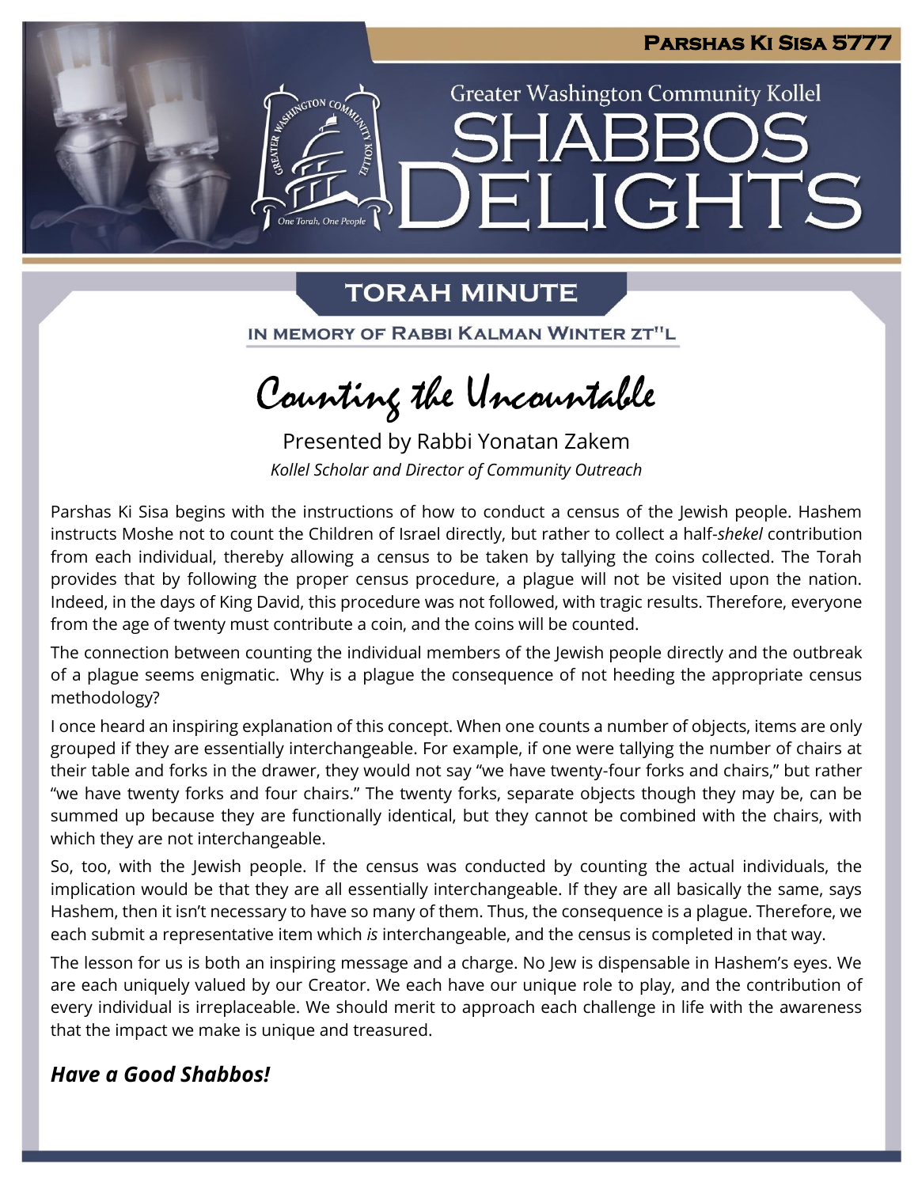# Parshas Ki Sisa 5777

Greater Washington Community Kollel

# SHABBOS DELIGHTS

## TORAH MINUTE

IN MEMORY OF RABBI KALMAN WINTER ZT"L

## Counting the Uncountable

Presented by Rabbi Yonatan Zakem

*Kollel Scholar and Director of Community Outreach*

Parshas Ki Sisa begins with the instructions of how to conduct a census of the Jewish people. Hashem instructs Moshe not to count the Children of Israel directly, but rather to collect a half-*shekel* contribution from each individual, thereby allowing a census to be taken by tallying the coins collected. The Torah provides that by following the proper census procedure, a plague will not be visited upon the nation. Indeed, in the days of King David, this procedure was not followed, with tragic results. Therefore, everyone from the age of twenty must contribute a coin, and the coins will be counted.

The connection between counting the individual members of the Jewish people directly and the outbreak of a plague seems enigmatic. Why is a plague the consequence of not heeding the appropriate census methodology?

I once heard an inspiring explanation of this concept. When one counts a number of objects, items are only grouped if they are essentially interchangeable. For example, if one were tallying the number of chairs at their table and forks in the drawer, they would not say "we have twenty-four forks and chairs," but rather "we have twenty forks and four chairs." The twenty forks, separate objects though they may be, can be summed up because they are functionally identical, but they cannot be combined with the chairs, with which they are not interchangeable.

So, too, with the Jewish people. If the census was conducted by counting the actual individuals, the implication would be that they are all essentially interchangeable. If they are all basically the same, says Hashem, then it isn't necessary to have so many of them. Thus, the consequence is a plague. Therefore, we each submit a representative item which *is* interchangeable, and the census is completed in that way.

The lesson for us is both an inspiring message and a charge. No Jew is dispensable in Hashem's eyes. We are each uniquely valued by our Creator. We each have our unique role to play, and the contribution of every individual is irreplaceable. We should merit to approach each challenge in life with the awareness that the impact we make is unique and treasured.

***Have a Good Shabbos!***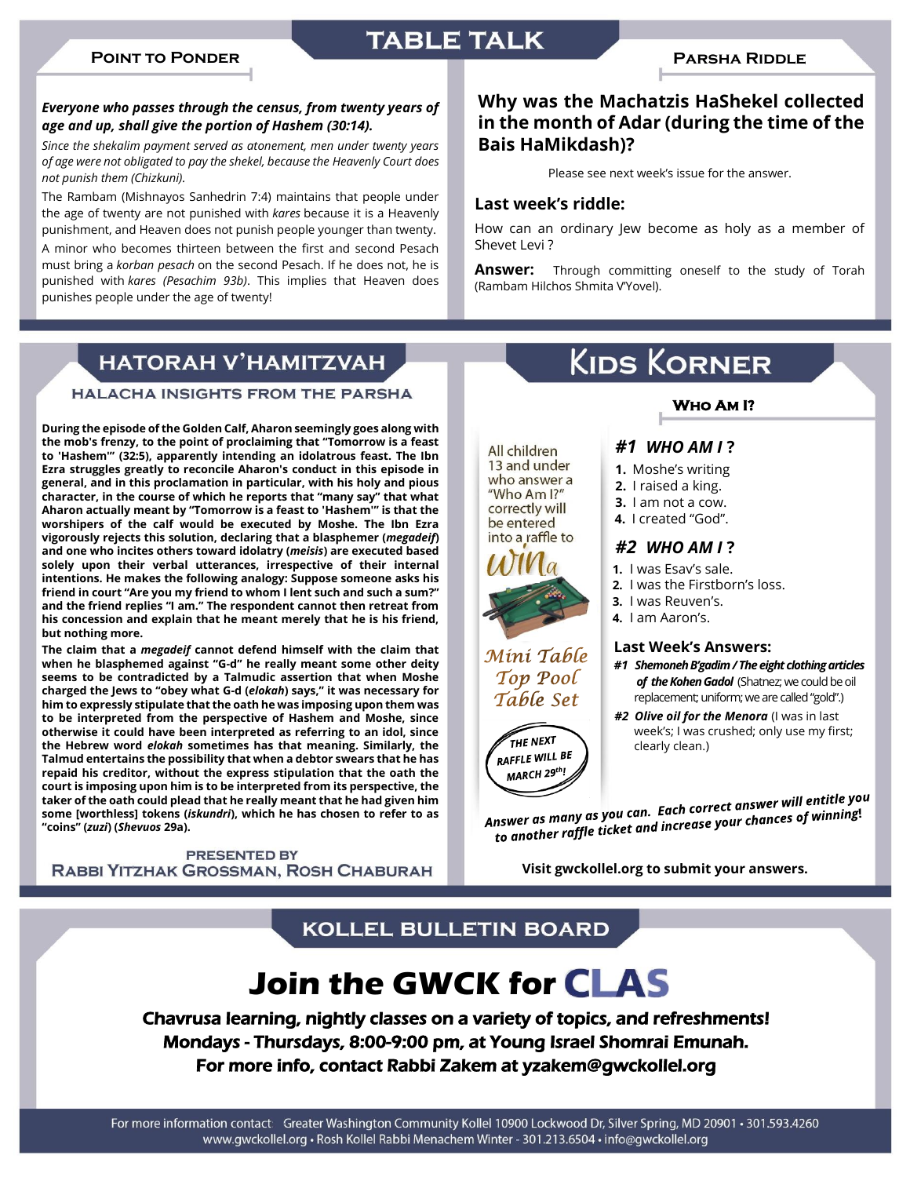# TABLE TALK

## Point to Ponder

***Everyone who passes through the census, from twenty years of age and up, shall give the portion of Hashem (30:14).***

*Since the shekalim payment served as atonement, men under twenty years of age were not obligated to pay the shekel, because the Heavenly Court does not punish them (Chizkuni).*

The Rambam (Mishnayos Sanhedrin 7:4) maintains that people under the age of twenty are not punished with *kares* because it is a Heavenly punishment, and Heaven does not punish people younger than twenty.

A minor who becomes thirteen between the first and second Pesach must bring a *korban pesach* on the second Pesach. If he does not, he is punished with *kares (Pesachim 93b)*. This implies that Heaven does punishes people under the age of twenty!

## Parsha Riddle

**Why was the Machatzis HaShekel collected in the month of Adar (during the time of the Bais HaMikdash)?**

Please see next week's issue for the answer.

**Last week's riddle:**

How can an ordinary Jew become as holy as a member of Shevet Levi ?

**Answer:** Through committing oneself to the study of Torah (Rambam Hilchos Shmita V'Yovel).

# HATORAH V'HAMITZVAH

## HALACHA INSIGHTS FROM THE PARSHA

**During the episode of the Golden Calf, Aharon seemingly goes along with the mob's frenzy, to the point of proclaiming that "Tomorrow is a feast to 'Hashem'" (32:5), apparently intending an idolatrous feast. The Ibn Ezra struggles greatly to reconcile Aharon's conduct in this episode in general, and in this proclamation in particular, with his holy and pious character, in the course of which he reports that "many say" that what Aharon actually meant by "Tomorrow is a feast to 'Hashem'" is that the worshipers of the calf would be executed by Moshe. The Ibn Ezra vigorously rejects this solution, declaring that a blasphemer (*megadeif*) and one who incites others toward idolatry (*meisis*) are executed based solely upon their verbal utterances, irrespective of their internal intentions. He makes the following analogy: Suppose someone asks his friend in court "Are you my friend to whom I lent such and such a sum?" and the friend replies "I am." The respondent cannot then retreat from his concession and explain that he meant merely that he is his friend, but nothing more.**

**The claim that a *megadeif* cannot defend himself with the claim that when he blasphemed against "G-d" he really meant some other deity seems to be contradicted by a Talmudic assertion that when Moshe charged the Jews to "obey what G-d (*elokah*) says," it was necessary for him to expressly stipulate that the oath he was imposing upon them was to be interpreted from the perspective of Hashem and Moshe, since otherwise it could have been interpreted as referring to an idol, since the Hebrew word *elokah* sometimes has that meaning. Similarly, the Talmud entertains the possibility that when a debtor swears that he has repaid his creditor, without the express stipulation that the oath the court is imposing upon him is to be interpreted from its perspective, the taker of the oath could plead that he really meant that he had given him some [worthless] tokens (*iskundri*), which he has chosen to refer to as "coins" (*zuzi*) (*Shevuos* 29a).**

PRESENTED BY
RABBI YITZHAK GROSSMAN, ROSH CHABURAH

# KIDS KORNER

## WHO AM I?

All children 13 and under who answer a "Who Am I?" correctly will be entered into a raffle to

*Win a*

*Mini Table Top Pool Table Set*

THE NEXT RAFFLE WILL BE MARCH 29th!

### #1 WHO AM I ?

1. Moshe's writing
2. I raised a king.
3. I am not a cow.
4. I created "God".

### #2 WHO AM I ?

1. I was Esav's sale.
2. I was the Firstborn's loss.
3. I was Reuven's.
4. I am Aaron's.

**Last Week's Answers:**

***#1 Shemoneh B'gadim / The eight clothing articles of the Kohen Gadol*** (Shatnez; we could be oil replacement; uniform; we are called "gold".)

***#2 Olive oil for the Menora*** (I was in last week's; I was crushed; only use my first; clearly clean.)

***Answer as many as you can. Each correct answer will entitle you to another raffle ticket and increase your chances of winning!***

**Visit gwckollel.org to submit your answers.**

# KOLLEL BULLETIN BOARD

## Join the GWCK for CLAS

**Chavrusa learning, nightly classes on a variety of topics, and refreshments!**

**Mondays - Thursdays, 8:00-9:00 pm, at Young Israel Shomrai Emunah.**

**For more info, contact Rabbi Zakem at yzakem@gwckollel.org**

For more information contact: Greater Washington Community Kollel 10900 Lockwood Dr, Silver Spring, MD 20901 • 301.593.4260
www.gwckollel.org • Rosh Kollel Rabbi Menachem Winter - 301.213.6504 • info@gwckollel.org